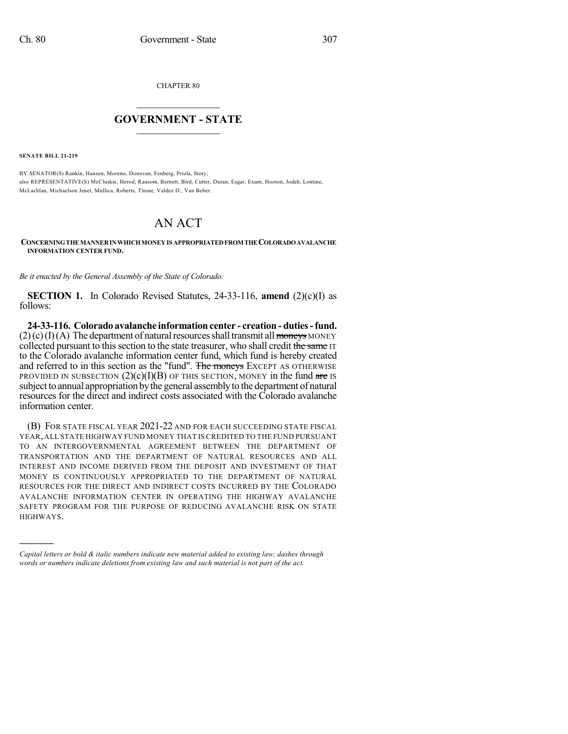CHAPTER 80

# GOVERNMENT - STATE

**SENATE BILL 21-219**

BY SENATOR(S) Rankin, Hansen, Moreno, Donovan, Fenberg, Priola, Story;
also REPRESENTATIVE(S) McCluskie, Herod, Ransom, Bernett, Bird, Cutter, Duran, Esgar, Exum, Hooton, Jodeh, Lontine, McLachlan, Michaelson Jenet, Mullica, Roberts, Titone, Valdez D., Van Beber.

# AN ACT

**CONCERNING THE MANNER IN WHICH MONEY IS APPROPRIATED FROM THE COLORADO AVALANCHE INFORMATION CENTER FUND.**

*Be it enacted by the General Assembly of the State of Colorado:*

**SECTION 1.** In Colorado Revised Statutes, 24-33-116, **amend** (2)(c)(I) as follows:

**24-33-116. Colorado avalanche information center - creation - duties - fund.** (2) (c) (I) (A) The department of natural resources shall transmit all ~~moneys~~ MONEY collected pursuant to this section to the state treasurer, who shall credit ~~the same~~ IT to the Colorado avalanche information center fund, which fund is hereby created and referred to in this section as the "fund". ~~The moneys~~ EXCEPT AS OTHERWISE PROVIDED IN SUBSECTION (2)(c)(I)(B) OF THIS SECTION, MONEY in the fund ~~are~~ IS subject to annual appropriation by the general assembly to the department of natural resources for the direct and indirect costs associated with the Colorado avalanche information center.

(B) FOR STATE FISCAL YEAR 2021-22 AND FOR EACH SUCCEEDING STATE FISCAL YEAR, ALL STATE HIGHWAY FUND MONEY THAT IS CREDITED TO THE FUND PURSUANT TO AN INTERGOVERNMENTAL AGREEMENT BETWEEN THE DEPARTMENT OF TRANSPORTATION AND THE DEPARTMENT OF NATURAL RESOURCES AND ALL INTEREST AND INCOME DERIVED FROM THE DEPOSIT AND INVESTMENT OF THAT MONEY IS CONTINUOUSLY APPROPRIATED TO THE DEPARTMENT OF NATURAL RESOURCES FOR THE DIRECT AND INDIRECT COSTS INCURRED BY THE COLORADO AVALANCHE INFORMATION CENTER IN OPERATING THE HIGHWAY AVALANCHE SAFETY PROGRAM FOR THE PURPOSE OF REDUCING AVALANCHE RISK ON STATE HIGHWAYS.

---

*Capital letters or bold & italic numbers indicate new material added to existing law; dashes through words or numbers indicate deletions from existing law and such material is not part of the act.*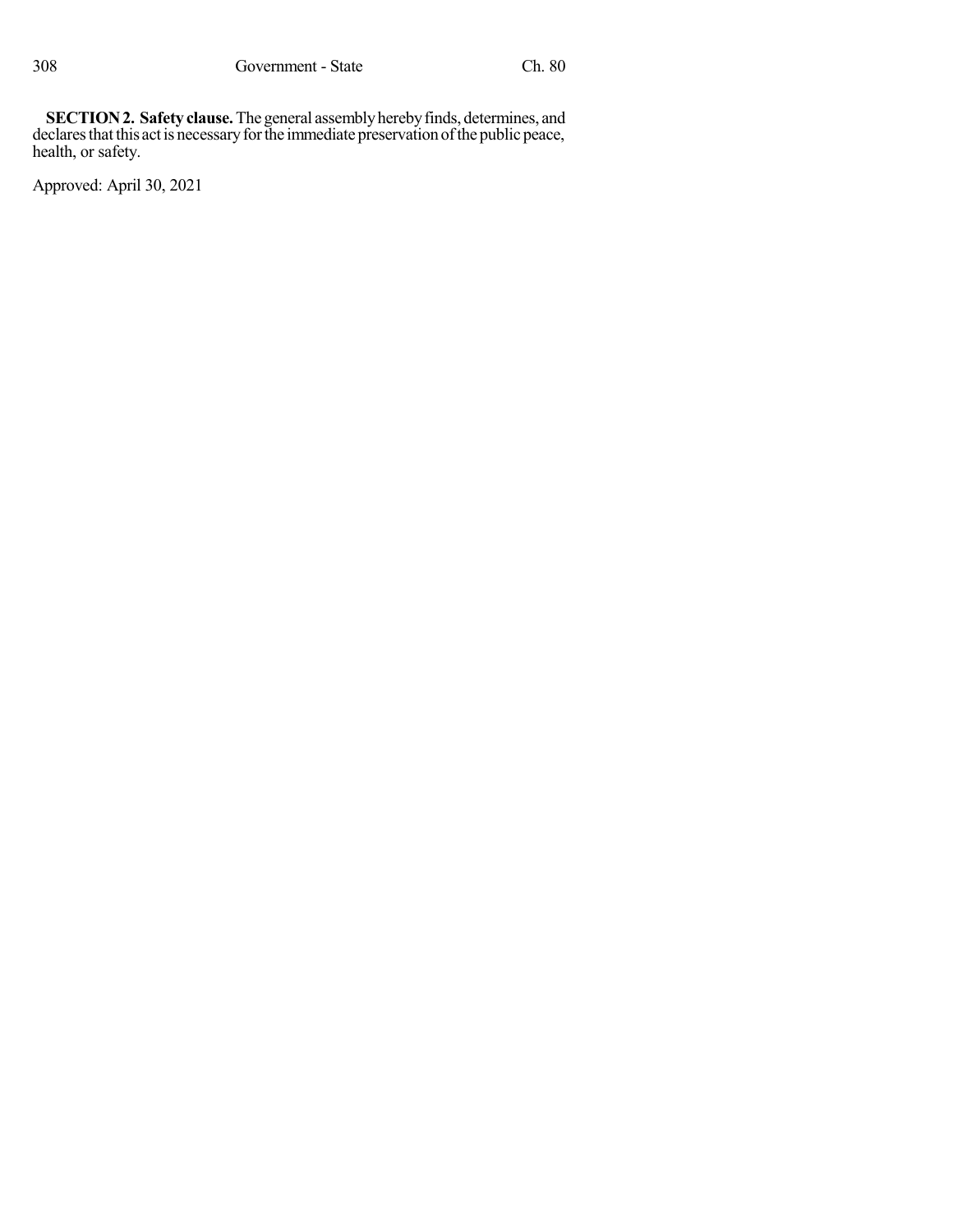**SECTION 2. Safety clause.** The general assembly hereby finds, determines, and declares that this act is necessary for the immediate preservation of the public peace, health, or safety.

Approved: April 30, 2021